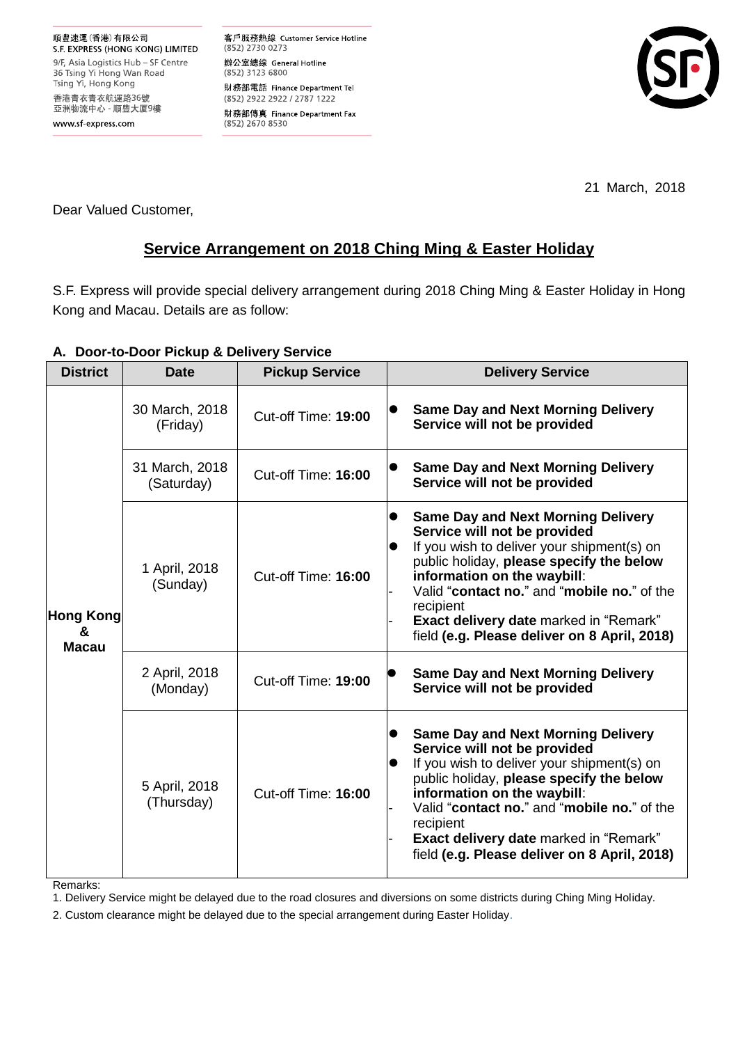順豐速運(香港)有限公司
S.F. EXPRESS (HONG KONG) LIMITED
9/F, Asia Logistics Hub – SF Centre
36 Tsing Yi Hong Wan Road
Tsing Yi, Hong Kong
香港青衣青衣航運路36號
亞洲物流中心 - 順豐大廈9樓
www.sf-express.com

客戶服務熱線 Customer Service Hotline
(852) 2730 0273
辦公室總線 General Hotline
(852) 3123 6800
財務部電話 Finance Department Tel
(852) 2922 2922 / 2787 1222
財務部傳真 Finance Department Fax
(852) 2670 8530

21 March, 2018

Dear Valued Customer,

## Service Arrangement on 2018 Ching Ming & Easter Holiday

S.F. Express will provide special delivery arrangement during 2018 Ching Ming & Easter Holiday in Hong Kong and Macau. Details are as follow:

### A. Door-to-Door Pickup & Delivery Service

| District | Date | Pickup Service | Delivery Service |
|---|---|---|---|
| **Hong Kong & Macau** | 30 March, 2018 (Friday) | Cut-off Time: **19:00** | ● **Same Day and Next Morning Delivery Service will not be provided** |
| | 31 March, 2018 (Saturday) | Cut-off Time: **16:00** | ● **Same Day and Next Morning Delivery Service will not be provided** |
| | 1 April, 2018 (Sunday) | Cut-off Time: **16:00** | ● **Same Day and Next Morning Delivery Service will not be provided**<br>● If you wish to deliver your shipment(s) on public holiday, **please specify the below information on the waybill**:<br>- Valid "**contact no.**" and "**mobile no.**" of the recipient<br>- **Exact delivery date** marked in "Remark" field **(e.g. Please deliver on 8 April, 2018)** |
| | 2 April, 2018 (Monday) | Cut-off Time: **19:00** | ● **Same Day and Next Morning Delivery Service will not be provided** |
| | 5 April, 2018 (Thursday) | Cut-off Time: **16:00** | ● **Same Day and Next Morning Delivery Service will not be provided**<br>● If you wish to deliver your shipment(s) on public holiday, **please specify the below information on the waybill**:<br>- Valid "**contact no.**" and "**mobile no.**" of the recipient<br>- **Exact delivery date** marked in "Remark" field **(e.g. Please deliver on 8 April, 2018)** |

Remarks:

1. Delivery Service might be delayed due to the road closures and diversions on some districts during Ching Ming Holiday.
2. Custom clearance might be delayed due to the special arrangement during Easter Holiday.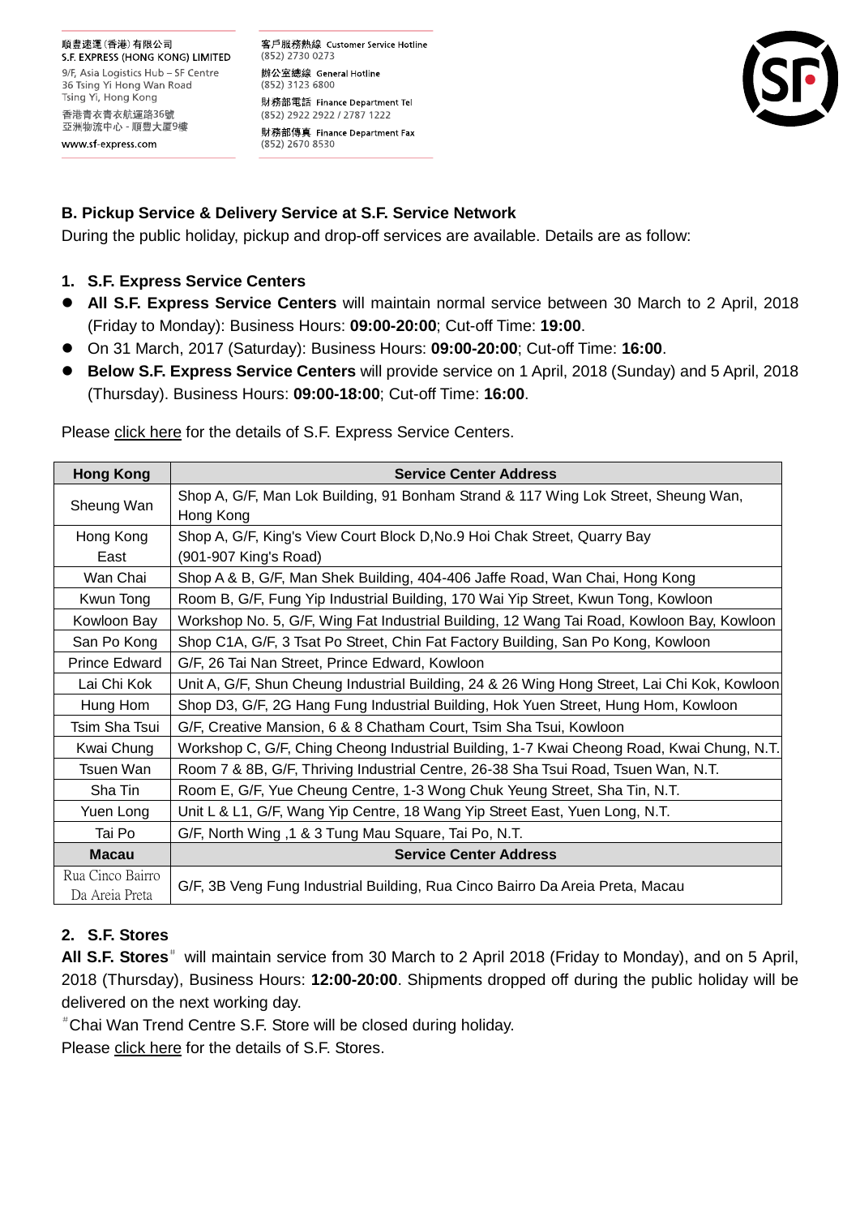## B. Pickup Service & Delivery Service at S.F. Service Network

During the public holiday, pickup and drop-off services are available. Details are as follow:

### 1. S.F. Express Service Centers

- **All S.F. Express Service Centers** will maintain normal service between 30 March to 2 April, 2018 (Friday to Monday): Business Hours: **09:00-20:00**; Cut-off Time: **19:00**.
- On 31 March, 2017 (Saturday): Business Hours: **09:00-20:00**; Cut-off Time: **16:00**.
- **Below S.F. Express Service Centers** will provide service on 1 April, 2018 (Sunday) and 5 April, 2018 (Thursday). Business Hours: **09:00-18:00**; Cut-off Time: **16:00**.

Please click here for the details of S.F. Express Service Centers.

| Hong Kong | Service Center Address |
|---|---|
| Sheung Wan | Shop A, G/F, Man Lok Building, 91 Bonham Strand & 117 Wing Lok Street, Sheung Wan, Hong Kong |
| Hong Kong East | Shop A, G/F, King's View Court Block D,No.9 Hoi Chak Street, Quarry Bay (901-907 King's Road) |
| Wan Chai | Shop A & B, G/F, Man Shek Building, 404-406 Jaffe Road, Wan Chai, Hong Kong |
| Kwun Tong | Room B, G/F, Fung Yip Industrial Building, 170 Wai Yip Street, Kwun Tong, Kowloon |
| Kowloon Bay | Workshop No. 5, G/F, Wing Fat Industrial Building, 12 Wang Tai Road, Kowloon Bay, Kowloon |
| San Po Kong | Shop C1A, G/F, 3 Tsat Po Street, Chin Fat Factory Building, San Po Kong, Kowloon |
| Prince Edward | G/F, 26 Tai Nan Street, Prince Edward, Kowloon |
| Lai Chi Kok | Unit A, G/F, Shun Cheung Industrial Building, 24 & 26 Wing Hong Street, Lai Chi Kok, Kowloon |
| Hung Hom | Shop D3, G/F, 2G Hang Fung Industrial Building, Hok Yuen Street, Hung Hom, Kowloon |
| Tsim Sha Tsui | G/F, Creative Mansion, 6 & 8 Chatham Court, Tsim Sha Tsui, Kowloon |
| Kwai Chung | Workshop C, G/F, Ching Cheong Industrial Building, 1-7 Kwai Cheong Road, Kwai Chung, N.T. |
| Tsuen Wan | Room 7 & 8B, G/F, Thriving Industrial Centre, 26-38 Sha Tsui Road, Tsuen Wan, N.T. |
| Sha Tin | Room E, G/F, Yue Cheung Centre, 1-3 Wong Chuk Yeung Street, Sha Tin, N.T. |
| Yuen Long | Unit L & L1, G/F, Wang Yip Centre, 18 Wang Yip Street East, Yuen Long, N.T. |
| Tai Po | G/F, North Wing ,1 & 3 Tung Mau Square, Tai Po, N.T. |
| **Macau** | **Service Center Address** |
| Rua Cinco Bairro Da Areia Preta | G/F, 3B Veng Fung Industrial Building, Rua Cinco Bairro Da Areia Preta, Macau |

### 2. S.F. Stores

**All S.F. Stores**# will maintain service from 30 March to 2 April 2018 (Friday to Monday), and on 5 April, 2018 (Thursday), Business Hours: **12:00-20:00**. Shipments dropped off during the public holiday will be delivered on the next working day.

#Chai Wan Trend Centre S.F. Store will be closed during holiday.

Please click here for the details of S.F. Stores.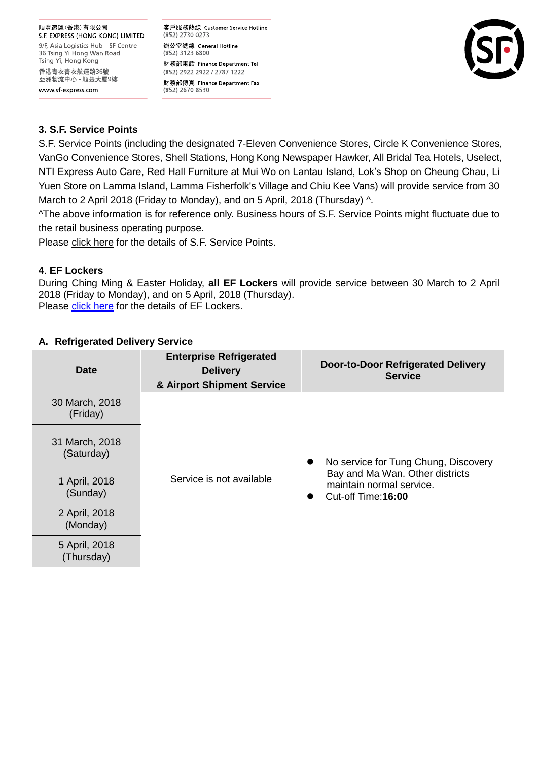### 3. S.F. Service Points

S.F. Service Points (including the designated 7-Eleven Convenience Stores, Circle K Convenience Stores, VanGo Convenience Stores, Shell Stations, Hong Kong Newspaper Hawker, All Bridal Tea Hotels, Uselect, NTI Express Auto Care, Red Hall Furniture at Mui Wo on Lantau Island, Lok's Shop on Cheung Chau, Li Yuen Store on Lamma Island, Lamma Fisherfolk's Village and Chiu Kee Vans) will provide service from 30 March to 2 April 2018 (Friday to Monday), and on 5 April, 2018 (Thursday) ^.

^The above information is for reference only. Business hours of S.F. Service Points might fluctuate due to the retail business operating purpose.

Please click here for the details of S.F. Service Points.

### 4. EF Lockers

During Ching Ming & Easter Holiday, **all EF Lockers** will provide service between 30 March to 2 April 2018 (Friday to Monday), and on 5 April, 2018 (Thursday).

Please click here for the details of EF Lockers.

### A. Refrigerated Delivery Service

| Date | Enterprise Refrigerated Delivery & Airport Shipment Service | Door-to-Door Refrigerated Delivery Service |
|---|---|---|
| 30 March, 2018 (Friday) | Service is not available | • No service for Tung Chung, Discovery Bay and Ma Wan. Other districts maintain normal service. • Cut-off Time:**16:00** |
| 31 March, 2018 (Saturday) | | |
| 1 April, 2018 (Sunday) | | |
| 2 April, 2018 (Monday) | | |
| 5 April, 2018 (Thursday) | | |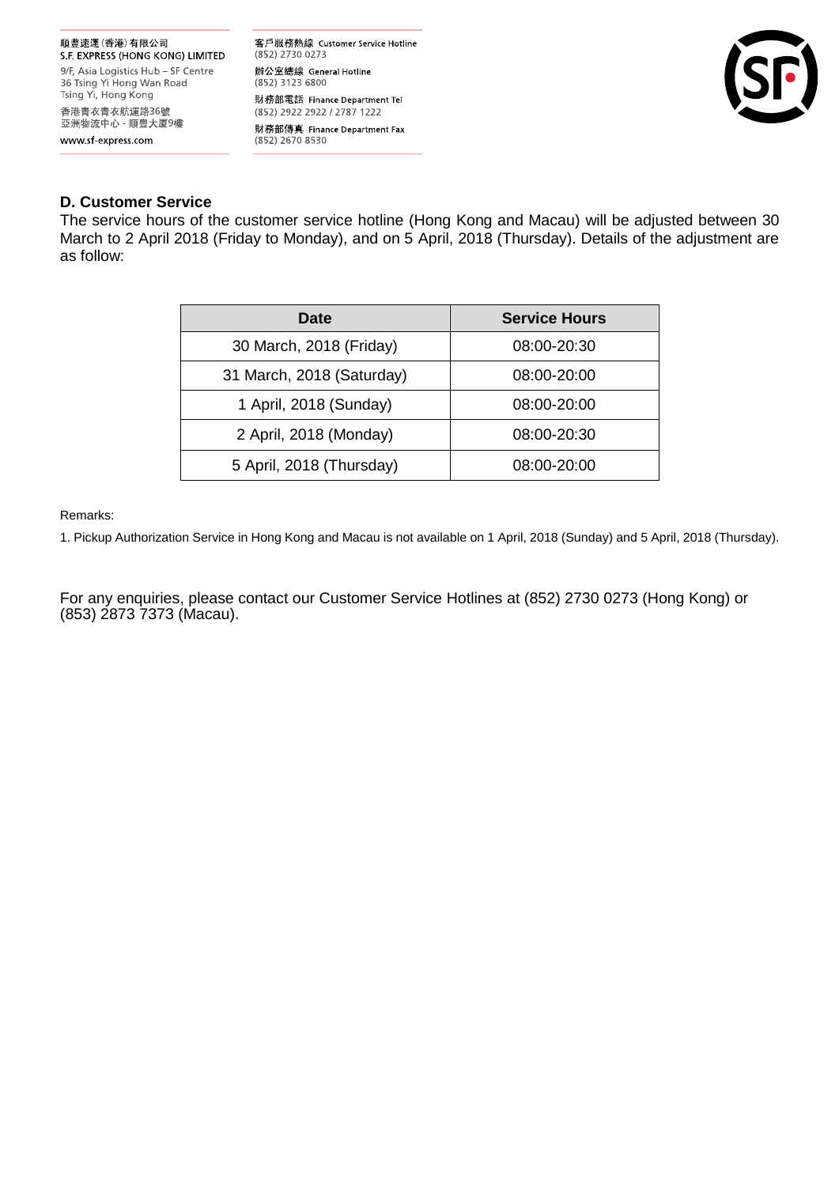## D. Customer Service

The service hours of the customer service hotline (Hong Kong and Macau) will be adjusted between 30 March to 2 April 2018 (Friday to Monday), and on 5 April, 2018 (Thursday). Details of the adjustment are as follow:

| Date | Service Hours |
|---|---|
| 30 March, 2018 (Friday) | 08:00-20:30 |
| 31 March, 2018 (Saturday) | 08:00-20:00 |
| 1 April, 2018 (Sunday) | 08:00-20:00 |
| 2 April, 2018 (Monday) | 08:00-20:30 |
| 5 April, 2018 (Thursday) | 08:00-20:00 |

Remarks:

1. Pickup Authorization Service in Hong Kong and Macau is not available on 1 April, 2018 (Sunday) and 5 April, 2018 (Thursday).

For any enquiries, please contact our Customer Service Hotlines at (852) 2730 0273 (Hong Kong) or (853) 2873 7373 (Macau).